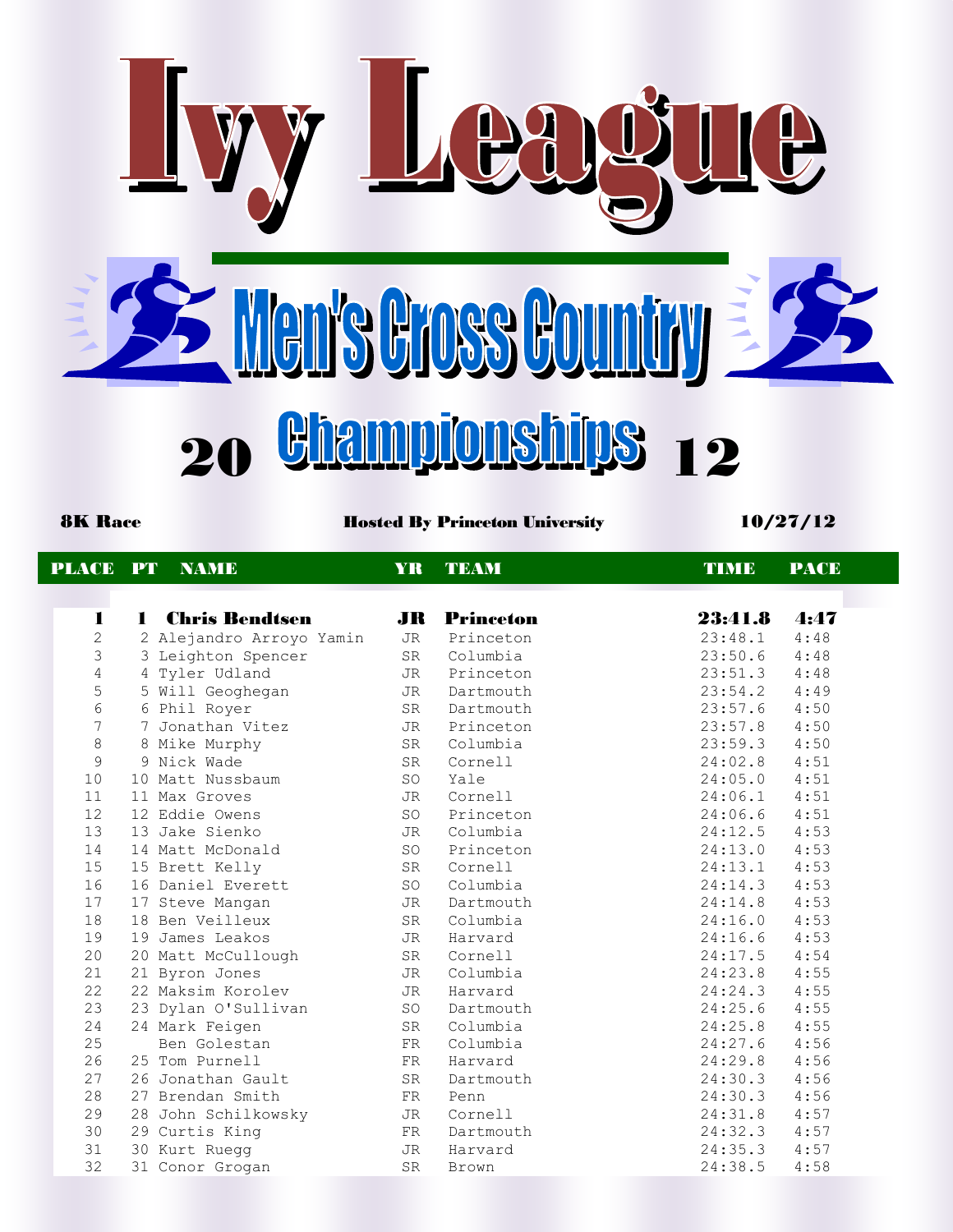# Ivy League

## Men's Cross Country

## 2012 Championships

**8K Race** | **Hosted By Princeton University** | **10/27/12**

| PLACE | PT | NAME | YR | TEAM | TIME | PACE |
|---|---|---|---|---|---|---|
| **1** | **1** | **Chris Bendtsen** | **JR** | **Princeton** | **23:41.8** | **4:47** |
| 2 | 2 | Alejandro Arroyo Yamin | JR | Princeton | 23:48.1 | 4:48 |
| 3 | 3 | Leighton Spencer | SR | Columbia | 23:50.6 | 4:48 |
| 4 | 4 | Tyler Udland | JR | Princeton | 23:51.3 | 4:48 |
| 5 | 5 | Will Geoghegan | JR | Dartmouth | 23:54.2 | 4:49 |
| 6 | 6 | Phil Royer | SR | Dartmouth | 23:57.6 | 4:50 |
| 7 | 7 | Jonathan Vitez | JR | Princeton | 23:57.8 | 4:50 |
| 8 | 8 | Mike Murphy | SR | Columbia | 23:59.3 | 4:50 |
| 9 | 9 | Nick Wade | SR | Cornell | 24:02.8 | 4:51 |
| 10 | 10 | Matt Nussbaum | SO | Yale | 24:05.0 | 4:51 |
| 11 | 11 | Max Groves | JR | Cornell | 24:06.1 | 4:51 |
| 12 | 12 | Eddie Owens | SO | Princeton | 24:06.6 | 4:51 |
| 13 | 13 | Jake Sienko | JR | Columbia | 24:12.5 | 4:53 |
| 14 | 14 | Matt McDonald | SO | Princeton | 24:13.0 | 4:53 |
| 15 | 15 | Brett Kelly | SR | Cornell | 24:13.1 | 4:53 |
| 16 | 16 | Daniel Everett | SO | Columbia | 24:14.3 | 4:53 |
| 17 | 17 | Steve Mangan | JR | Dartmouth | 24:14.8 | 4:53 |
| 18 | 18 | Ben Veilleux | SR | Columbia | 24:16.0 | 4:53 |
| 19 | 19 | James Leakos | JR | Harvard | 24:16.6 | 4:53 |
| 20 | 20 | Matt McCullough | SR | Cornell | 24:17.5 | 4:54 |
| 21 | 21 | Byron Jones | JR | Columbia | 24:23.8 | 4:55 |
| 22 | 22 | Maksim Korolev | JR | Harvard | 24:24.3 | 4:55 |
| 23 | 23 | Dylan O'Sullivan | SO | Dartmouth | 24:25.6 | 4:55 |
| 24 | 24 | Mark Feigen | SR | Columbia | 24:25.8 | 4:55 |
| 25 | | Ben Golestan | FR | Columbia | 24:27.6 | 4:56 |
| 26 | 25 | Tom Purnell | FR | Harvard | 24:29.8 | 4:56 |
| 27 | 26 | Jonathan Gault | SR | Dartmouth | 24:30.3 | 4:56 |
| 28 | 27 | Brendan Smith | FR | Penn | 24:30.3 | 4:56 |
| 29 | 28 | John Schilkowsky | JR | Cornell | 24:31.8 | 4:57 |
| 30 | 29 | Curtis King | FR | Dartmouth | 24:32.3 | 4:57 |
| 31 | 30 | Kurt Ruegg | JR | Harvard | 24:35.3 | 4:57 |
| 32 | 31 | Conor Grogan | SR | Brown | 24:38.5 | 4:58 |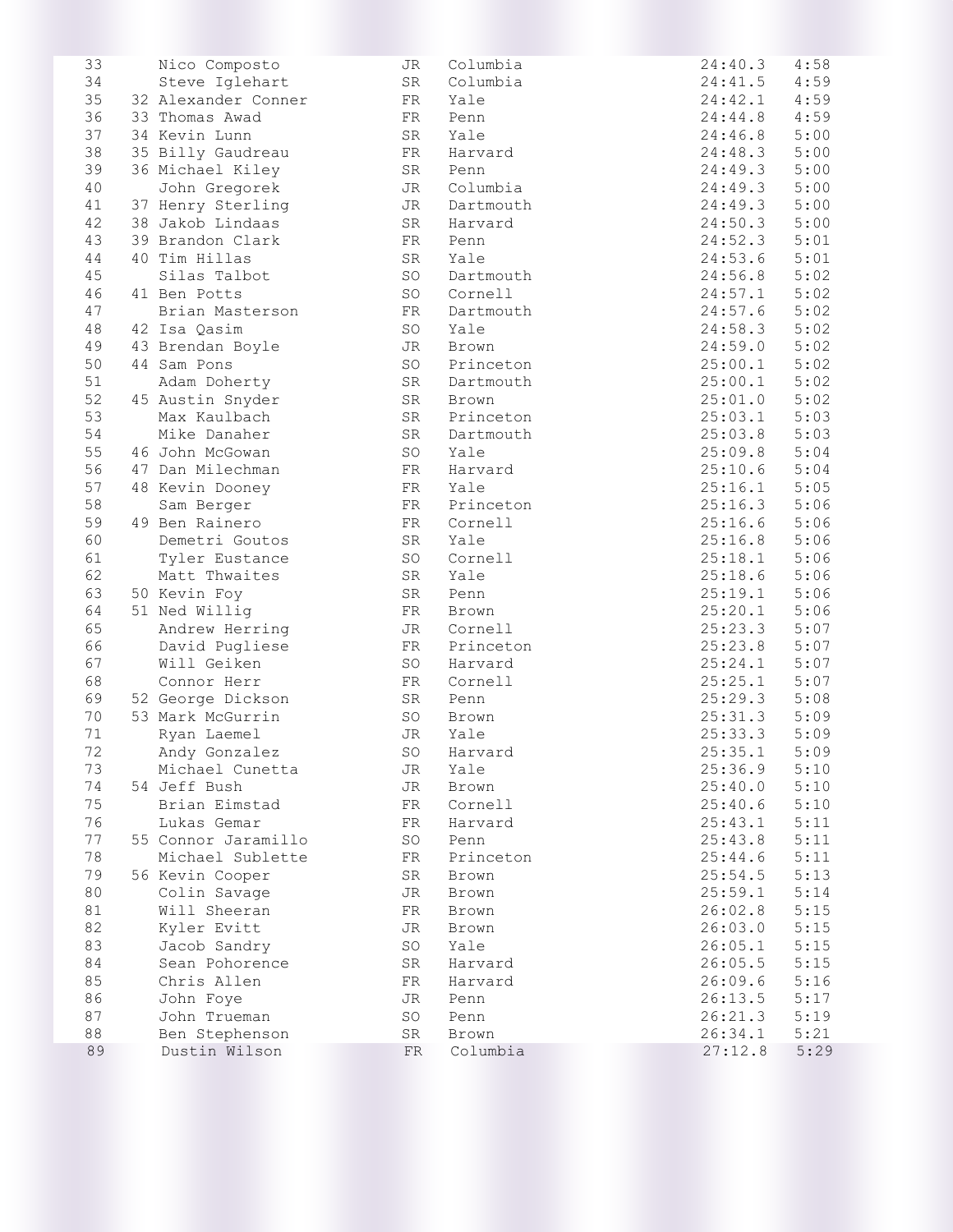| Place | Team Place | Name | Year | School | Time | Pace |
|---|---|---|---|---|---|---|
| 33 | | Nico Composto | JR | Columbia | 24:40.3 | 4:58 |
| 34 | | Steve Iglehart | SR | Columbia | 24:41.5 | 4:59 |
| 35 | 32 | Alexander Conner | FR | Yale | 24:42.1 | 4:59 |
| 36 | 33 | Thomas Awad | FR | Penn | 24:44.8 | 4:59 |
| 37 | 34 | Kevin Lunn | SR | Yale | 24:46.8 | 5:00 |
| 38 | 35 | Billy Gaudreau | FR | Harvard | 24:48.3 | 5:00 |
| 39 | 36 | Michael Kiley | SR | Penn | 24:49.3 | 5:00 |
| 40 | | John Gregorek | JR | Columbia | 24:49.3 | 5:00 |
| 41 | 37 | Henry Sterling | JR | Dartmouth | 24:49.3 | 5:00 |
| 42 | 38 | Jakob Lindaas | SR | Harvard | 24:50.3 | 5:00 |
| 43 | 39 | Brandon Clark | FR | Penn | 24:52.3 | 5:01 |
| 44 | 40 | Tim Hillas | SR | Yale | 24:53.6 | 5:01 |
| 45 | | Silas Talbot | SO | Dartmouth | 24:56.8 | 5:02 |
| 46 | 41 | Ben Potts | SO | Cornell | 24:57.1 | 5:02 |
| 47 | | Brian Masterson | FR | Dartmouth | 24:57.6 | 5:02 |
| 48 | 42 | Isa Qasim | SO | Yale | 24:58.3 | 5:02 |
| 49 | 43 | Brendan Boyle | JR | Brown | 24:59.0 | 5:02 |
| 50 | 44 | Sam Pons | SO | Princeton | 25:00.1 | 5:02 |
| 51 | | Adam Doherty | SR | Dartmouth | 25:00.1 | 5:02 |
| 52 | 45 | Austin Snyder | SR | Brown | 25:01.0 | 5:02 |
| 53 | | Max Kaulbach | SR | Princeton | 25:03.1 | 5:03 |
| 54 | | Mike Danaher | SR | Dartmouth | 25:03.8 | 5:03 |
| 55 | 46 | John McGowan | SO | Yale | 25:09.8 | 5:04 |
| 56 | 47 | Dan Milechman | FR | Harvard | 25:10.6 | 5:04 |
| 57 | 48 | Kevin Dooney | FR | Yale | 25:16.1 | 5:05 |
| 58 | | Sam Berger | FR | Princeton | 25:16.3 | 5:06 |
| 59 | 49 | Ben Rainero | FR | Cornell | 25:16.6 | 5:06 |
| 60 | | Demetri Goutos | SR | Yale | 25:16.8 | 5:06 |
| 61 | | Tyler Eustance | SO | Cornell | 25:18.1 | 5:06 |
| 62 | | Matt Thwaites | SR | Yale | 25:18.6 | 5:06 |
| 63 | 50 | Kevin Foy | SR | Penn | 25:19.1 | 5:06 |
| 64 | 51 | Ned Willig | FR | Brown | 25:20.1 | 5:06 |
| 65 | | Andrew Herring | JR | Cornell | 25:23.3 | 5:07 |
| 66 | | David Pugliese | FR | Princeton | 25:23.8 | 5:07 |
| 67 | | Will Geiken | SO | Harvard | 25:24.1 | 5:07 |
| 68 | | Connor Herr | FR | Cornell | 25:25.1 | 5:07 |
| 69 | 52 | George Dickson | SR | Penn | 25:29.3 | 5:08 |
| 70 | 53 | Mark McGurrin | SO | Brown | 25:31.3 | 5:09 |
| 71 | | Ryan Laemel | JR | Yale | 25:33.3 | 5:09 |
| 72 | | Andy Gonzalez | SO | Harvard | 25:35.1 | 5:09 |
| 73 | | Michael Cunetta | JR | Yale | 25:36.9 | 5:10 |
| 74 | 54 | Jeff Bush | JR | Brown | 25:40.0 | 5:10 |
| 75 | | Brian Eimstad | FR | Cornell | 25:40.6 | 5:10 |
| 76 | | Lukas Gemar | FR | Harvard | 25:43.1 | 5:11 |
| 77 | 55 | Connor Jaramillo | SO | Penn | 25:43.8 | 5:11 |
| 78 | | Michael Sublette | FR | Princeton | 25:44.6 | 5:11 |
| 79 | 56 | Kevin Cooper | SR | Brown | 25:54.5 | 5:13 |
| 80 | | Colin Savage | JR | Brown | 25:59.1 | 5:14 |
| 81 | | Will Sheeran | FR | Brown | 26:02.8 | 5:15 |
| 82 | | Kyler Evitt | JR | Brown | 26:03.0 | 5:15 |
| 83 | | Jacob Sandry | SO | Yale | 26:05.1 | 5:15 |
| 84 | | Sean Pohorence | SR | Harvard | 26:05.5 | 5:15 |
| 85 | | Chris Allen | FR | Harvard | 26:09.6 | 5:16 |
| 86 | | John Foye | JR | Penn | 26:13.5 | 5:17 |
| 87 | | John Trueman | SO | Penn | 26:21.3 | 5:19 |
| 88 | | Ben Stephenson | SR | Brown | 26:34.1 | 5:21 |
| 89 | | Dustin Wilson | FR | Columbia | 27:12.8 | 5:29 |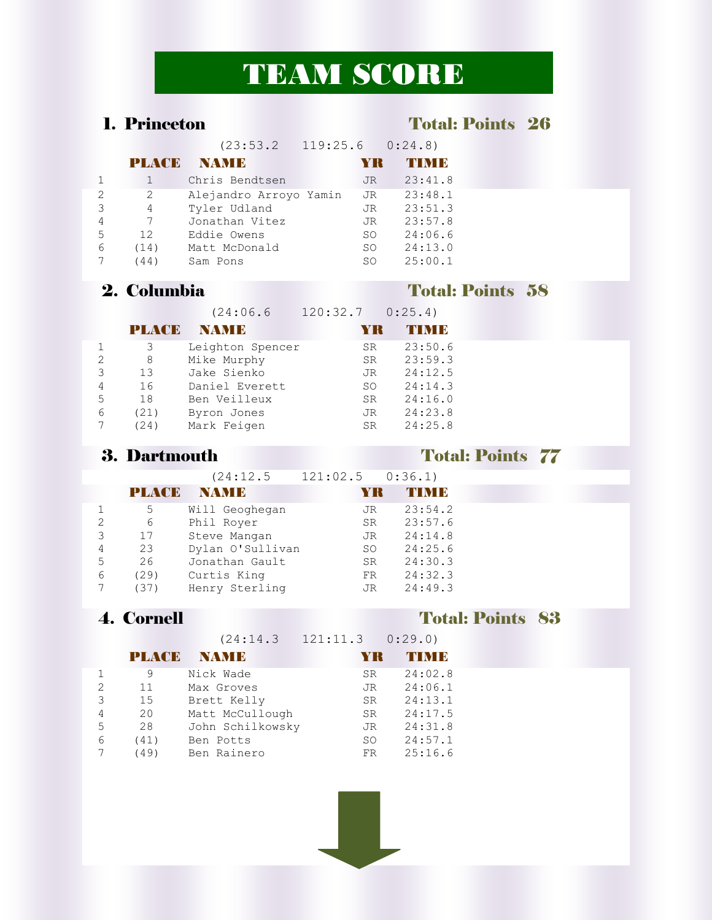# TEAM SCORE

## 1. Princeton

**Total: Points 26**

(23:53.2 119:25.6 0:24.8)

| | PLACE | NAME | YR | TIME |
|---|---|---|---|---|
| 1 | 1 | Chris Bendtsen | JR | 23:41.8 |
| 2 | 2 | Alejandro Arroyo Yamin | JR | 23:48.1 |
| 3 | 4 | Tyler Udland | JR | 23:51.3 |
| 4 | 7 | Jonathan Vitez | JR | 23:57.8 |
| 5 | 12 | Eddie Owens | SO | 24:06.6 |
| 6 | (14) | Matt McDonald | SO | 24:13.0 |
| 7 | (44) | Sam Pons | SO | 25:00.1 |

## 2. Columbia

**Total: Points 58**

(24:06.6 120:32.7 0:25.4)

| | PLACE | NAME | YR | TIME |
|---|---|---|---|---|
| 1 | 3 | Leighton Spencer | SR | 23:50.6 |
| 2 | 8 | Mike Murphy | SR | 23:59.3 |
| 3 | 13 | Jake Sienko | JR | 24:12.5 |
| 4 | 16 | Daniel Everett | SO | 24:14.3 |
| 5 | 18 | Ben Veilleux | SR | 24:16.0 |
| 6 | (21) | Byron Jones | JR | 24:23.8 |
| 7 | (24) | Mark Feigen | SR | 24:25.8 |

## 3. Dartmouth

**Total: Points 77**

(24:12.5 121:02.5 0:36.1)

| | PLACE | NAME | YR | TIME |
|---|---|---|---|---|
| 1 | 5 | Will Geoghegan | JR | 23:54.2 |
| 2 | 6 | Phil Royer | SR | 23:57.6 |
| 3 | 17 | Steve Mangan | JR | 24:14.8 |
| 4 | 23 | Dylan O'Sullivan | SO | 24:25.6 |
| 5 | 26 | Jonathan Gault | SR | 24:30.3 |
| 6 | (29) | Curtis King | FR | 24:32.3 |
| 7 | (37) | Henry Sterling | JR | 24:49.3 |

## 4. Cornell

**Total: Points 83**

(24:14.3 121:11.3 0:29.0)

| | PLACE | NAME | YR | TIME |
|---|---|---|---|---|
| 1 | 9 | Nick Wade | SR | 24:02.8 |
| 2 | 11 | Max Groves | JR | 24:06.1 |
| 3 | 15 | Brett Kelly | SR | 24:13.1 |
| 4 | 20 | Matt McCullough | SR | 24:17.5 |
| 5 | 28 | John Schilkowsky | JR | 24:31.8 |
| 6 | (41) | Ben Potts | SO | 24:57.1 |
| 7 | (49) | Ben Rainero | FR | 25:16.6 |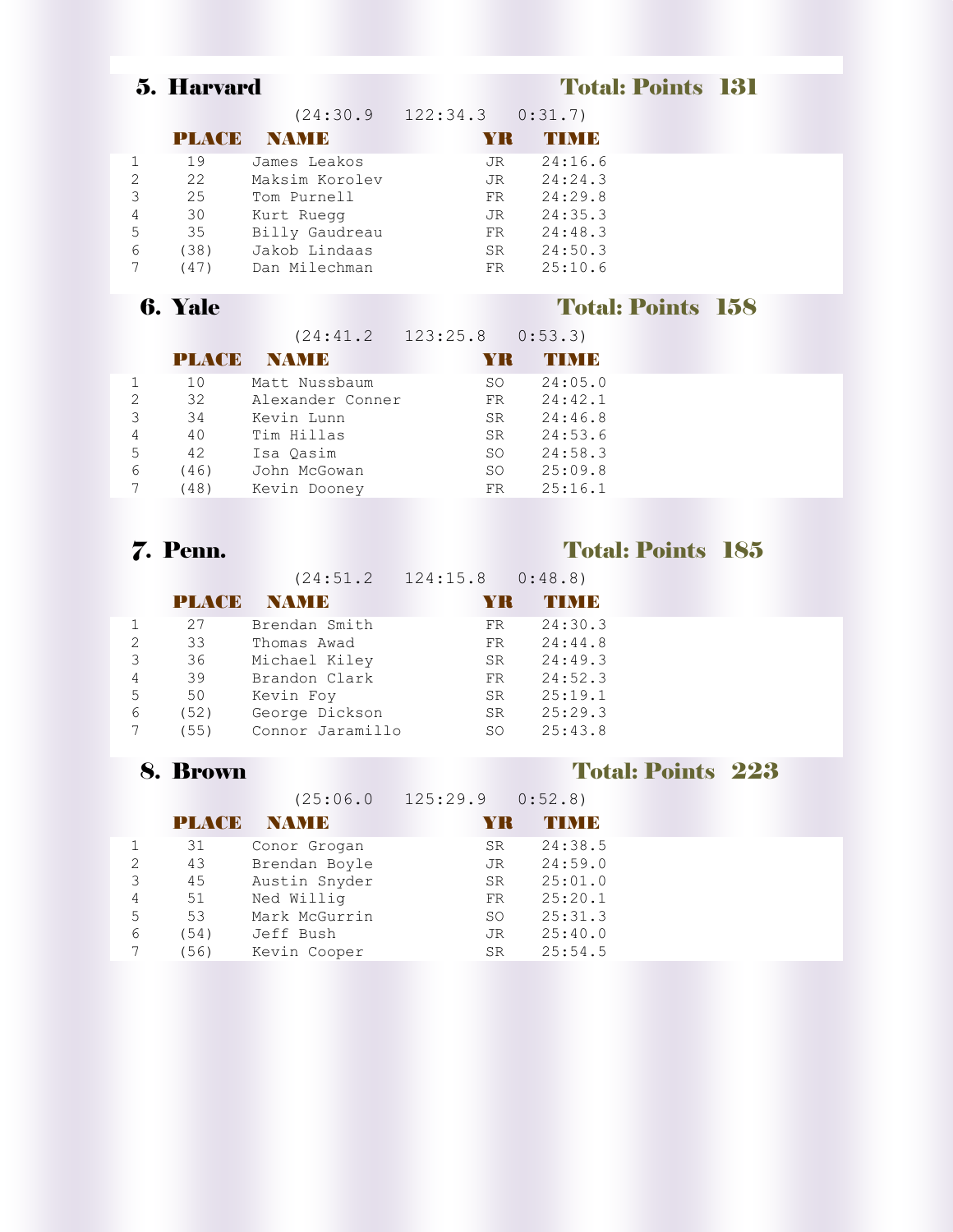## 5. Harvard

**Total: Points 131**

(24:30.9 122:34.3 0:31.7)

| | PLACE | NAME | YR | TIME |
|---|---|---|---|---|
| 1 | 19 | James Leakos | JR | 24:16.6 |
| 2 | 22 | Maksim Korolev | JR | 24:24.3 |
| 3 | 25 | Tom Purnell | FR | 24:29.8 |
| 4 | 30 | Kurt Ruegg | JR | 24:35.3 |
| 5 | 35 | Billy Gaudreau | FR | 24:48.3 |
| 6 | (38) | Jakob Lindaas | SR | 24:50.3 |
| 7 | (47) | Dan Milechman | FR | 25:10.6 |

## 6. Yale

**Total: Points 158**

(24:41.2 123:25.8 0:53.3)

| | PLACE | NAME | YR | TIME |
|---|---|---|---|---|
| 1 | 10 | Matt Nussbaum | SO | 24:05.0 |
| 2 | 32 | Alexander Conner | FR | 24:42.1 |
| 3 | 34 | Kevin Lunn | SR | 24:46.8 |
| 4 | 40 | Tim Hillas | SR | 24:53.6 |
| 5 | 42 | Isa Qasim | SO | 24:58.3 |
| 6 | (46) | John McGowan | SO | 25:09.8 |
| 7 | (48) | Kevin Dooney | FR | 25:16.1 |

## 7. Penn.

**Total: Points 185**

(24:51.2 124:15.8 0:48.8)

| | PLACE | NAME | YR | TIME |
|---|---|---|---|---|
| 1 | 27 | Brendan Smith | FR | 24:30.3 |
| 2 | 33 | Thomas Awad | FR | 24:44.8 |
| 3 | 36 | Michael Kiley | SR | 24:49.3 |
| 4 | 39 | Brandon Clark | FR | 24:52.3 |
| 5 | 50 | Kevin Foy | SR | 25:19.1 |
| 6 | (52) | George Dickson | SR | 25:29.3 |
| 7 | (55) | Connor Jaramillo | SO | 25:43.8 |

## 8. Brown

**Total: Points 223**

(25:06.0 125:29.9 0:52.8)

| | PLACE | NAME | YR | TIME |
|---|---|---|---|---|
| 1 | 31 | Conor Grogan | SR | 24:38.5 |
| 2 | 43 | Brendan Boyle | JR | 24:59.0 |
| 3 | 45 | Austin Snyder | SR | 25:01.0 |
| 4 | 51 | Ned Willig | FR | 25:20.1 |
| 5 | 53 | Mark McGurrin | SO | 25:31.3 |
| 6 | (54) | Jeff Bush | JR | 25:40.0 |
| 7 | (56) | Kevin Cooper | SR | 25:54.5 |